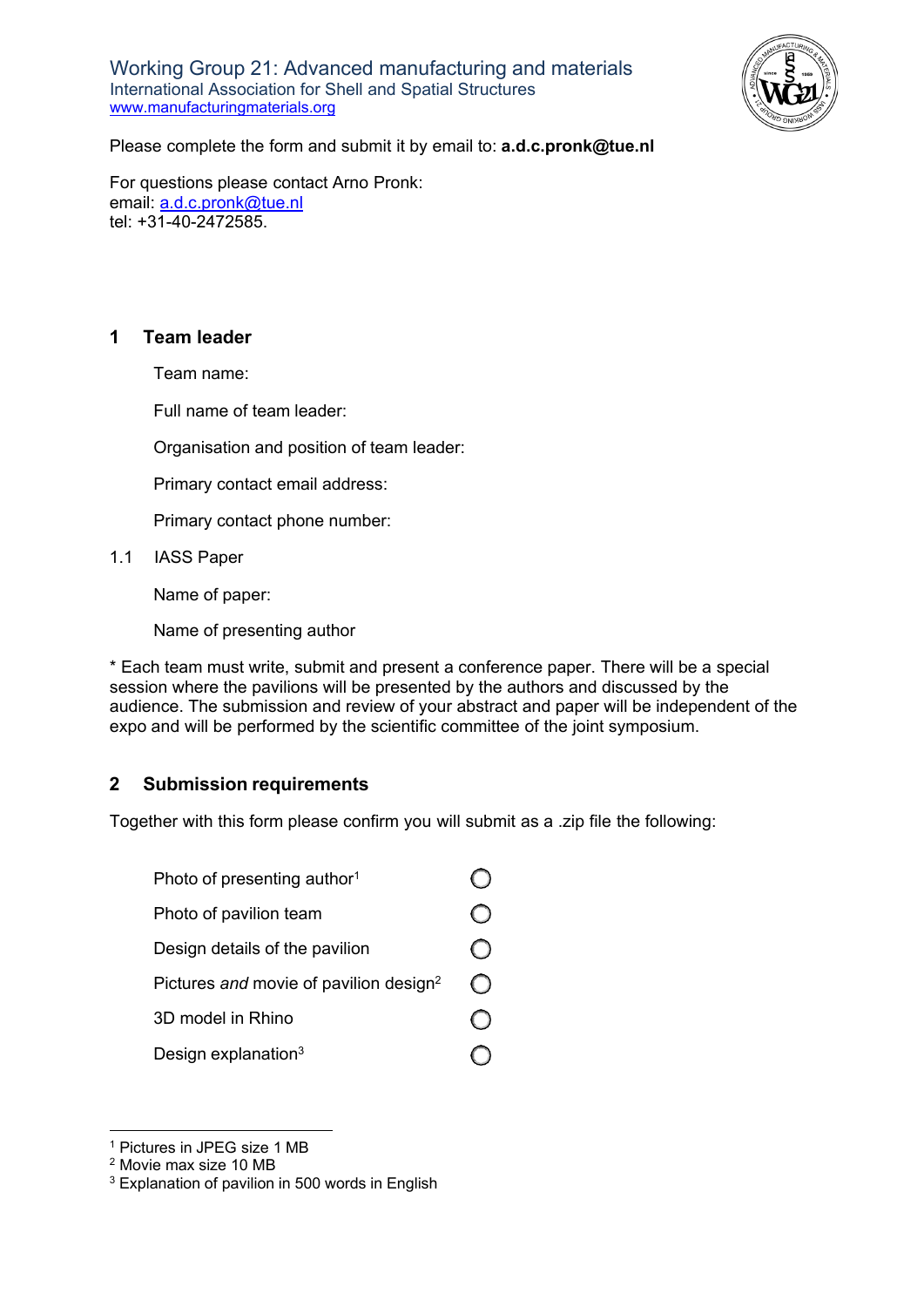Working Group 21: Advanced manufacturing and materials
International Association for Shell and Spatial Structures
www.manufacturingmaterials.org

Please complete the form and submit it by email to: **a.d.c.pronk@tue.nl**

For questions please contact Arno Pronk:
email: a.d.c.pronk@tue.nl
tel: +31-40-2472585.

## 1 Team leader

Team name:

Full name of team leader:

Organisation and position of team leader:

Primary contact email address:

Primary contact phone number:

### 1.1 IASS Paper

Name of paper:

Name of presenting author

* Each team must write, submit and present a conference paper. There will be a special session where the pavilions will be presented by the authors and discussed by the audience. The submission and review of your abstract and paper will be independent of the expo and will be performed by the scientific committee of the joint symposium.

## 2 Submission requirements

Together with this form please confirm you will submit as a .zip file the following:

- Photo of presenting author[1] ◯
- Photo of pavilion team ◯
- Design details of the pavilion ◯
- Pictures *and* movie of pavilion design[2] ◯
- 3D model in Rhino ◯
- Design explanation[3] ◯

---

[1] Pictures in JPEG size 1 MB
[2] Movie max size 10 MB
[3] Explanation of pavilion in 500 words in English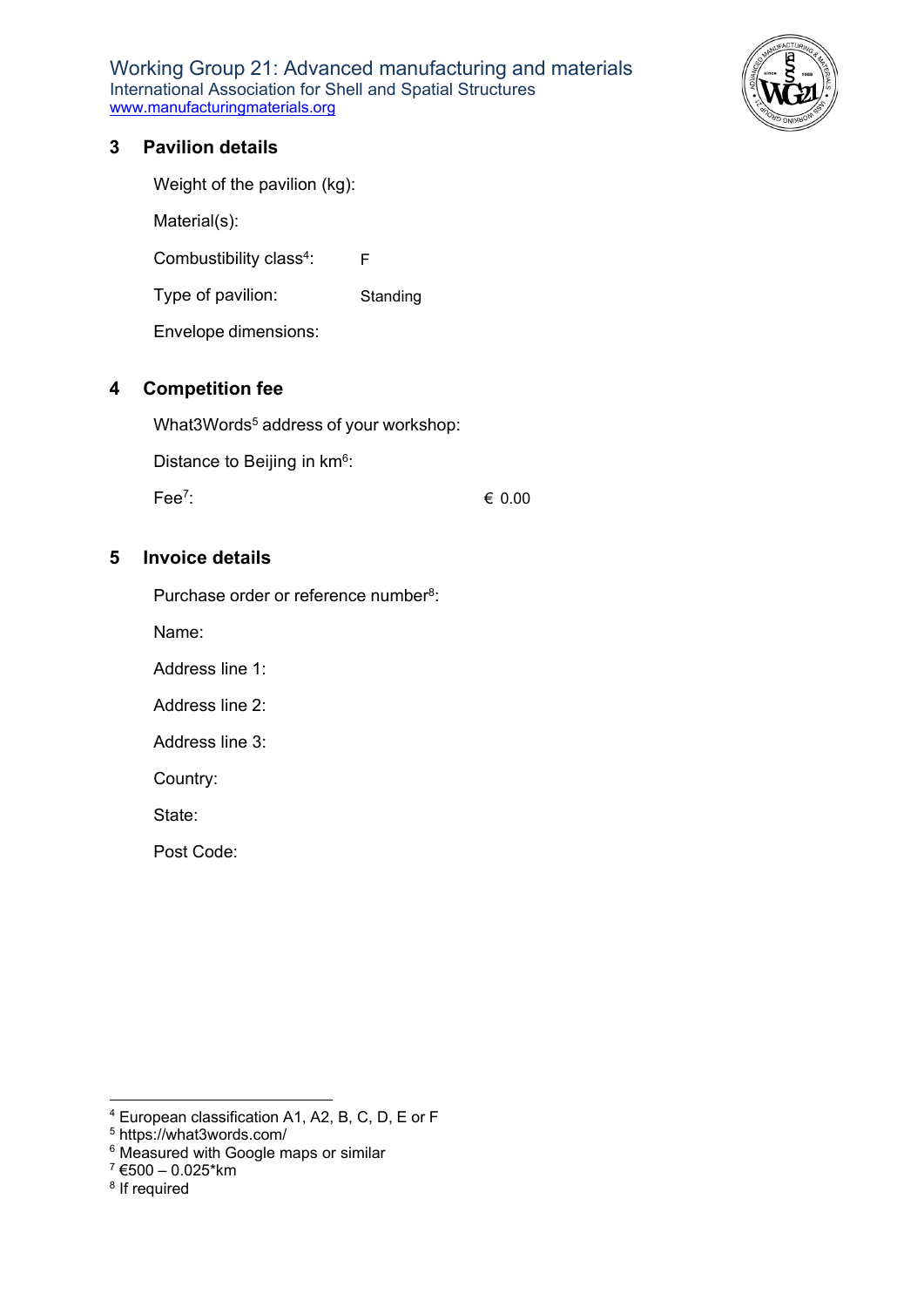## 3 Pavilion details

Weight of the pavilion (kg):

Material(s):

Combustibility class[4]: F

Type of pavilion: Standing

Envelope dimensions:

## 4 Competition fee

What3Words[5] address of your workshop:

Distance to Beijing in km[6]:

Fee[7]: € 0.00

## 5 Invoice details

Purchase order or reference number[8]:

Name:

Address line 1:

Address line 2:

Address line 3:

Country:

State:

Post Code:

---

[4] European classification A1, A2, B, C, D, E or F

[5] https://what3words.com/

[6] Measured with Google maps or similar

[7] €500 – 0.025*km

[8] If required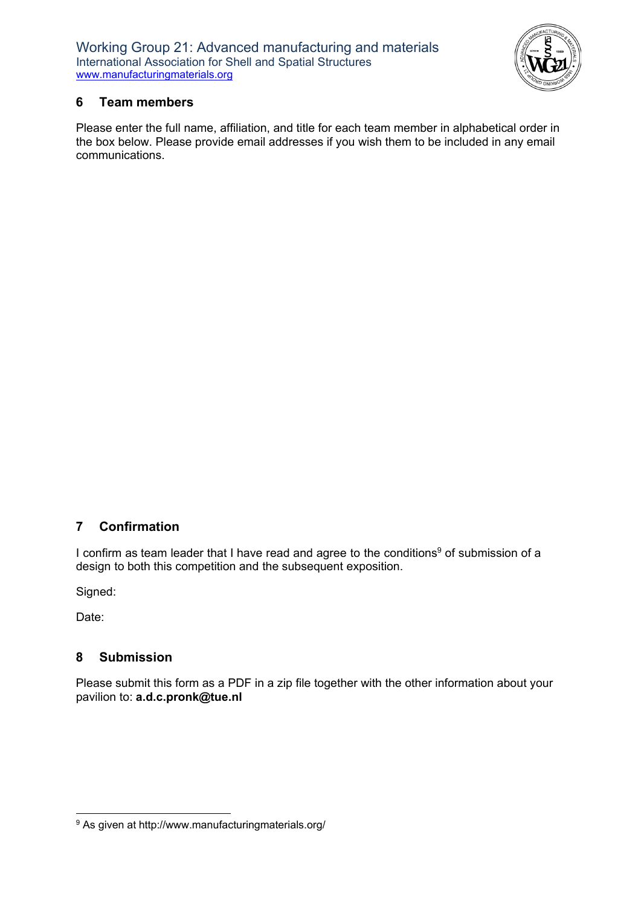## 6 Team members

Please enter the full name, affiliation, and title for each team member in alphabetical order in the box below. Please provide email addresses if you wish them to be included in any email communications.

## 7 Confirmation

I confirm as team leader that I have read and agree to the conditions[9] of submission of a design to both this competition and the subsequent exposition.

Signed:

Date:

## 8 Submission

Please submit this form as a PDF in a zip file together with the other information about your pavilion to: **a.d.c.pronk@tue.nl**

[9] As given at http://www.manufacturingmaterials.org/